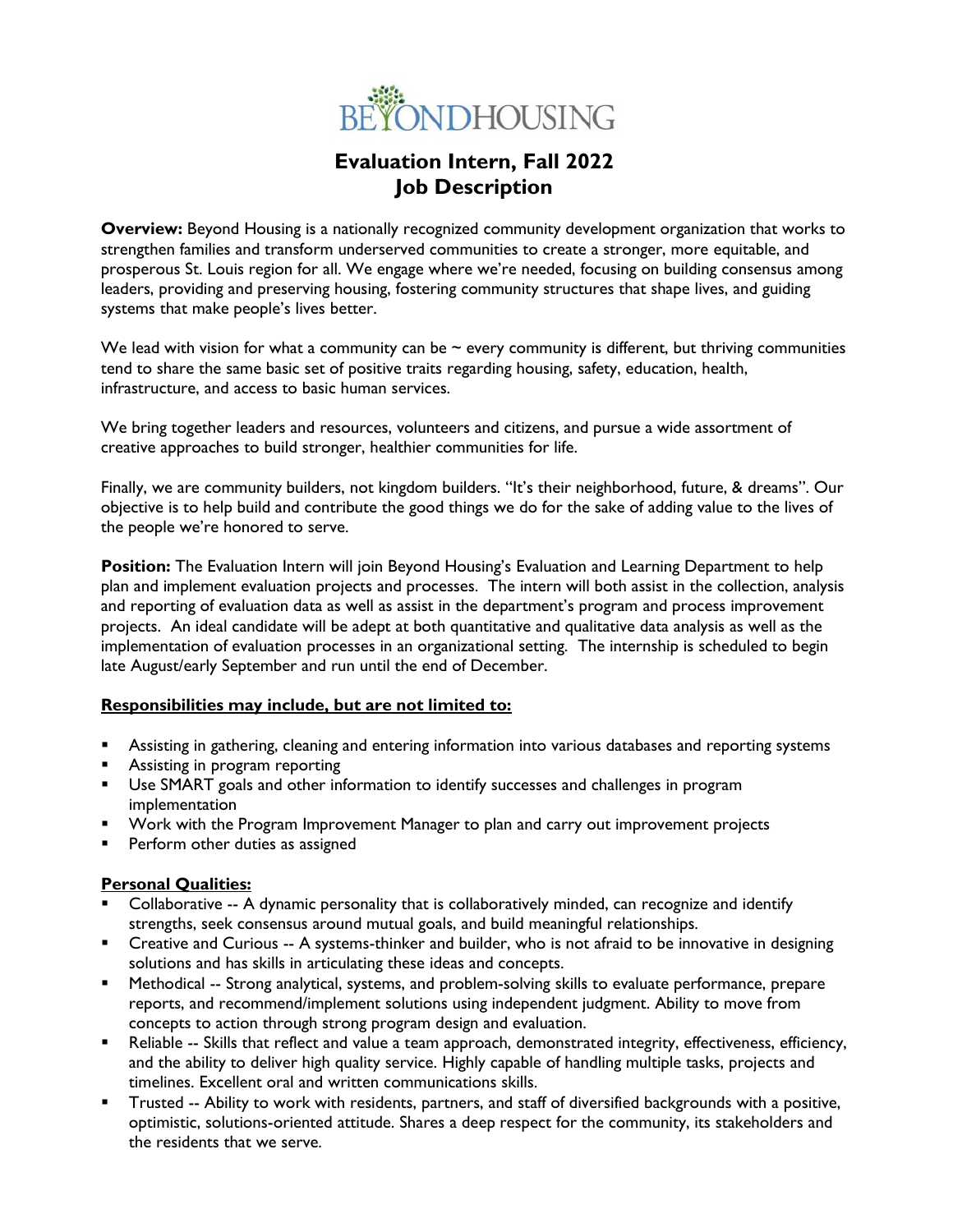BEYONDHOUSING

# Evaluation Intern, Fall 2022
# Job Description

**Overview:** Beyond Housing is a nationally recognized community development organization that works to strengthen families and transform underserved communities to create a stronger, more equitable, and prosperous St. Louis region for all. We engage where we're needed, focusing on building consensus among leaders, providing and preserving housing, fostering community structures that shape lives, and guiding systems that make people's lives better.

We lead with vision for what a community can be ~ every community is different, but thriving communities tend to share the same basic set of positive traits regarding housing, safety, education, health, infrastructure, and access to basic human services.

We bring together leaders and resources, volunteers and citizens, and pursue a wide assortment of creative approaches to build stronger, healthier communities for life.

Finally, we are community builders, not kingdom builders. "It's their neighborhood, future, & dreams". Our objective is to help build and contribute the good things we do for the sake of adding value to the lives of the people we're honored to serve.

**Position:** The Evaluation Intern will join Beyond Housing's Evaluation and Learning Department to help plan and implement evaluation projects and processes. The intern will both assist in the collection, analysis and reporting of evaluation data as well as assist in the department's program and process improvement projects. An ideal candidate will be adept at both quantitative and qualitative data analysis as well as the implementation of evaluation processes in an organizational setting. The internship is scheduled to begin late August/early September and run until the end of December.

**Responsibilities may include, but are not limited to:**

- Assisting in gathering, cleaning and entering information into various databases and reporting systems
- Assisting in program reporting
- Use SMART goals and other information to identify successes and challenges in program implementation
- Work with the Program Improvement Manager to plan and carry out improvement projects
- Perform other duties as assigned

**Personal Qualities:**

- Collaborative -- A dynamic personality that is collaboratively minded, can recognize and identify strengths, seek consensus around mutual goals, and build meaningful relationships.
- Creative and Curious -- A systems-thinker and builder, who is not afraid to be innovative in designing solutions and has skills in articulating these ideas and concepts.
- Methodical -- Strong analytical, systems, and problem-solving skills to evaluate performance, prepare reports, and recommend/implement solutions using independent judgment. Ability to move from concepts to action through strong program design and evaluation.
- Reliable -- Skills that reflect and value a team approach, demonstrated integrity, effectiveness, efficiency, and the ability to deliver high quality service. Highly capable of handling multiple tasks, projects and timelines. Excellent oral and written communications skills.
- Trusted -- Ability to work with residents, partners, and staff of diversified backgrounds with a positive, optimistic, solutions-oriented attitude. Shares a deep respect for the community, its stakeholders and the residents that we serve.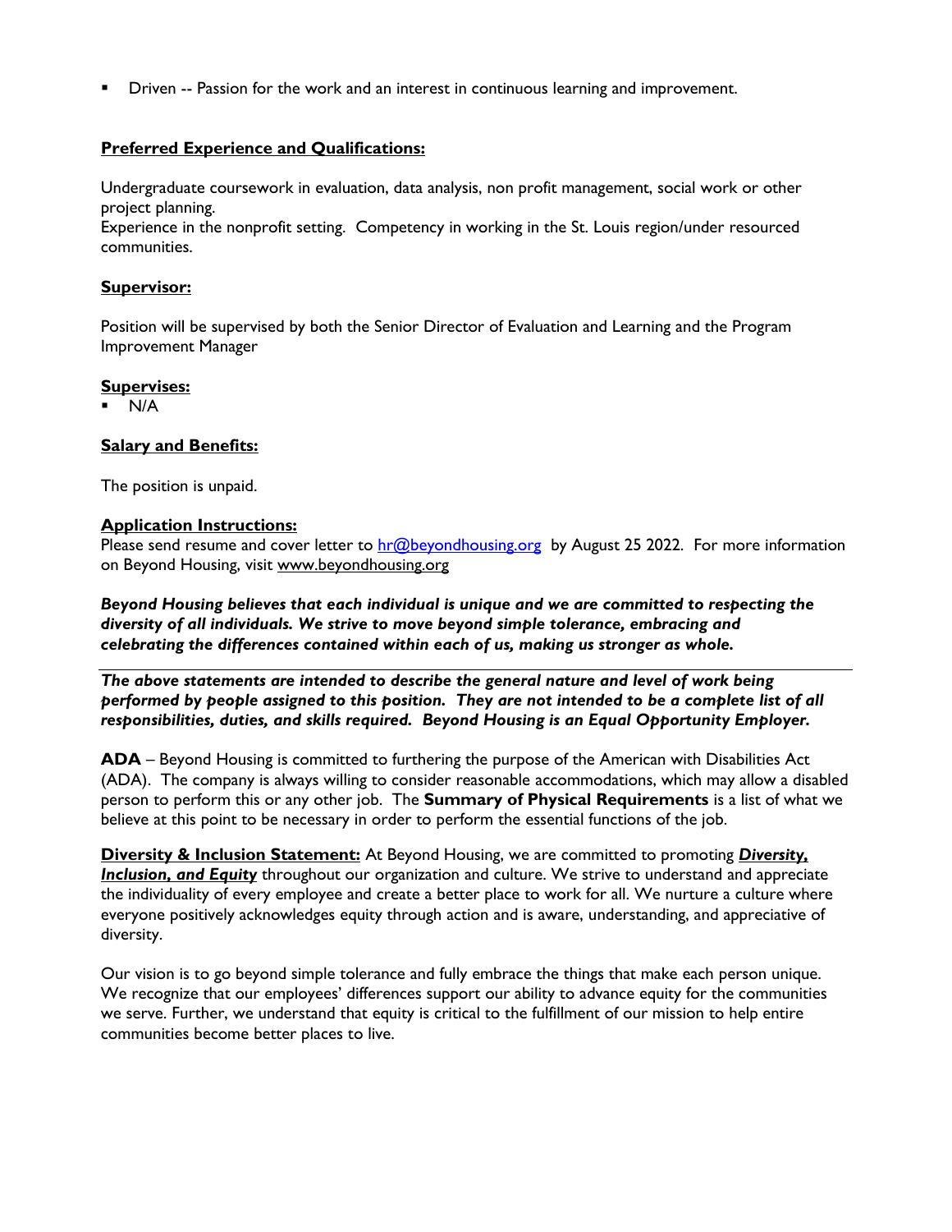- Driven -- Passion for the work and an interest in continuous learning and improvement.

**Preferred Experience and Qualifications:**

Undergraduate coursework in evaluation, data analysis, non profit management, social work or other project planning.
Experience in the nonprofit setting. Competency in working in the St. Louis region/under resourced communities.

**Supervisor:**

Position will be supervised by both the Senior Director of Evaluation and Learning and the Program Improvement Manager

**Supervises:**

- N/A

**Salary and Benefits:**

The position is unpaid.

**Application Instructions:**
Please send resume and cover letter to hr@beyondhousing.org by August 25 2022. For more information on Beyond Housing, visit www.beyondhousing.org

***Beyond Housing believes that each individual is unique and we are committed to respecting the diversity of all individuals. We strive to move beyond simple tolerance, embracing and celebrating the differences contained within each of us, making us stronger as whole.***

---

***The above statements are intended to describe the general nature and level of work being performed by people assigned to this position. They are not intended to be a complete list of all responsibilities, duties, and skills required. Beyond Housing is an Equal Opportunity Employer.***

**ADA** – Beyond Housing is committed to furthering the purpose of the American with Disabilities Act (ADA). The company is always willing to consider reasonable accommodations, which may allow a disabled person to perform this or any other job. The **Summary of Physical Requirements** is a list of what we believe at this point to be necessary in order to perform the essential functions of the job.

**Diversity & Inclusion Statement:** At Beyond Housing, we are committed to promoting ***Diversity, Inclusion, and Equity*** throughout our organization and culture. We strive to understand and appreciate the individuality of every employee and create a better place to work for all. We nurture a culture where everyone positively acknowledges equity through action and is aware, understanding, and appreciative of diversity.

Our vision is to go beyond simple tolerance and fully embrace the things that make each person unique. We recognize that our employees' differences support our ability to advance equity for the communities we serve. Further, we understand that equity is critical to the fulfillment of our mission to help entire communities become better places to live.